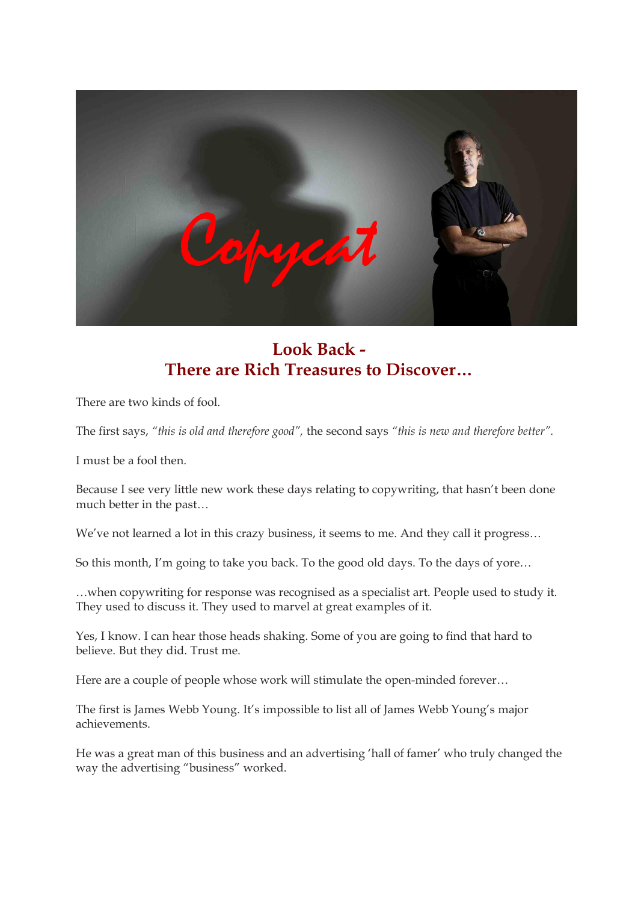# Look Back - There are Rich Treasures to Discover…

There are two kinds of fool.

The first says, *"this is old and therefore good"*, the second says *"this is new and therefore better"*.

I must be a fool then.

Because I see very little new work these days relating to copywriting, that hasn't been done much better in the past…

We've not learned a lot in this crazy business, it seems to me. And they call it progress…

So this month, I'm going to take you back. To the good old days. To the days of yore…

…when copywriting for response was recognised as a specialist art. People used to study it. They used to discuss it. They used to marvel at great examples of it.

Yes, I know. I can hear those heads shaking. Some of you are going to find that hard to believe. But they did. Trust me.

Here are a couple of people whose work will stimulate the open-minded forever…

The first is James Webb Young. It's impossible to list all of James Webb Young's major achievements.

He was a great man of this business and an advertising 'hall of famer' who truly changed the way the advertising "business" worked.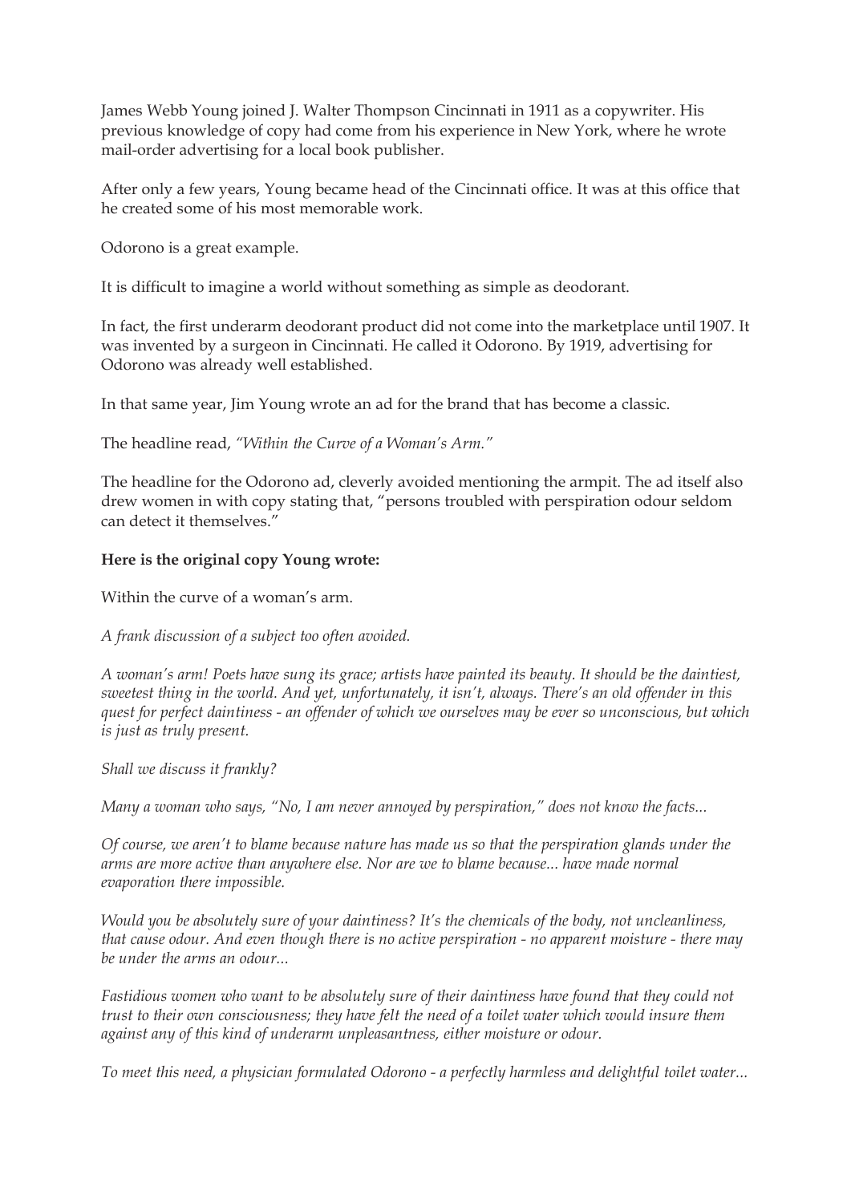James Webb Young joined J. Walter Thompson Cincinnati in 1911 as a copywriter. His previous knowledge of copy had come from his experience in New York, where he wrote mail-order advertising for a local book publisher.

After only a few years, Young became head of the Cincinnati office. It was at this office that he created some of his most memorable work.

Odorono is a great example.

It is difficult to imagine a world without something as simple as deodorant.

In fact, the first underarm deodorant product did not come into the marketplace until 1907. It was invented by a surgeon in Cincinnati. He called it Odorono. By 1919, advertising for Odorono was already well established.

In that same year, Jim Young wrote an ad for the brand that has become a classic.

The headline read, *"Within the Curve of a Woman's Arm."*

The headline for the Odorono ad, cleverly avoided mentioning the armpit. The ad itself also drew women in with copy stating that, "persons troubled with perspiration odour seldom can detect it themselves."

**Here is the original copy Young wrote:**

Within the curve of a woman's arm.

*A frank discussion of a subject too often avoided.*

*A woman's arm! Poets have sung its grace; artists have painted its beauty. It should be the daintiest, sweetest thing in the world. And yet, unfortunately, it isn't, always. There's an old offender in this quest for perfect daintiness - an offender of which we ourselves may be ever so unconscious, but which is just as truly present.*

*Shall we discuss it frankly?*

*Many a woman who says, "No, I am never annoyed by perspiration," does not know the facts...*

*Of course, we aren't to blame because nature has made us so that the perspiration glands under the arms are more active than anywhere else. Nor are we to blame because... have made normal evaporation there impossible.*

*Would you be absolutely sure of your daintiness? It's the chemicals of the body, not uncleanliness, that cause odour. And even though there is no active perspiration - no apparent moisture - there may be under the arms an odour...*

*Fastidious women who want to be absolutely sure of their daintiness have found that they could not trust to their own consciousness; they have felt the need of a toilet water which would insure them against any of this kind of underarm unpleasantness, either moisture or odour.*

*To meet this need, a physician formulated Odorono - a perfectly harmless and delightful toilet water...*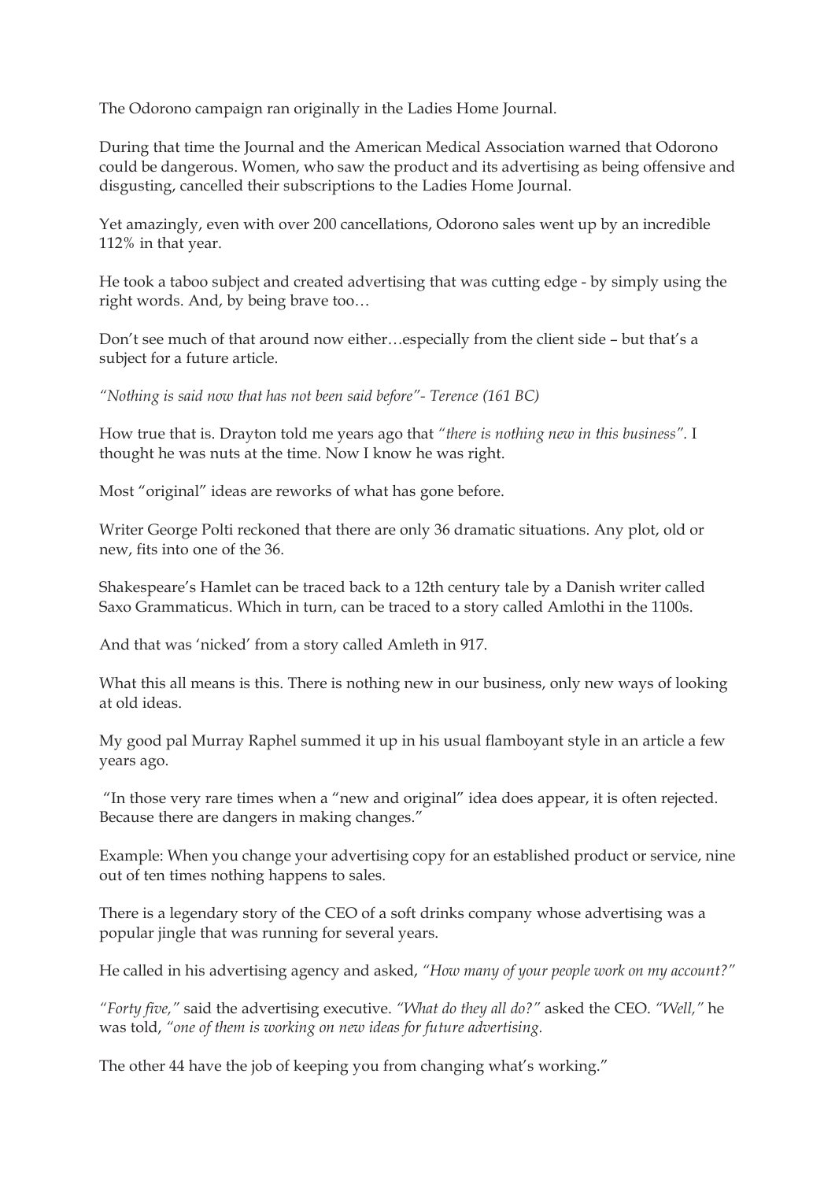The Odorono campaign ran originally in the Ladies Home Journal.

During that time the Journal and the American Medical Association warned that Odorono could be dangerous. Women, who saw the product and its advertising as being offensive and disgusting, cancelled their subscriptions to the Ladies Home Journal.

Yet amazingly, even with over 200 cancellations, Odorono sales went up by an incredible 112% in that year.

He took a taboo subject and created advertising that was cutting edge - by simply using the right words. And, by being brave too…

Don't see much of that around now either…especially from the client side – but that's a subject for a future article.

*"Nothing is said now that has not been said before"- Terence (161 BC)*

How true that is. Drayton told me years ago that *"there is nothing new in this business"*. I thought he was nuts at the time. Now I know he was right.

Most "original" ideas are reworks of what has gone before.

Writer George Polti reckoned that there are only 36 dramatic situations. Any plot, old or new, fits into one of the 36.

Shakespeare's Hamlet can be traced back to a 12th century tale by a Danish writer called Saxo Grammaticus. Which in turn, can be traced to a story called Amlothi in the 1100s.

And that was 'nicked' from a story called Amleth in 917.

What this all means is this. There is nothing new in our business, only new ways of looking at old ideas.

My good pal Murray Raphel summed it up in his usual flamboyant style in an article a few years ago.

"In those very rare times when a "new and original" idea does appear, it is often rejected. Because there are dangers in making changes."

Example: When you change your advertising copy for an established product or service, nine out of ten times nothing happens to sales.

There is a legendary story of the CEO of a soft drinks company whose advertising was a popular jingle that was running for several years.

He called in his advertising agency and asked, *"How many of your people work on my account?"*

*"Forty five,"* said the advertising executive. *"What do they all do?"* asked the CEO. *"Well,"* he was told, *"one of them is working on new ideas for future advertising.*

The other 44 have the job of keeping you from changing what's working."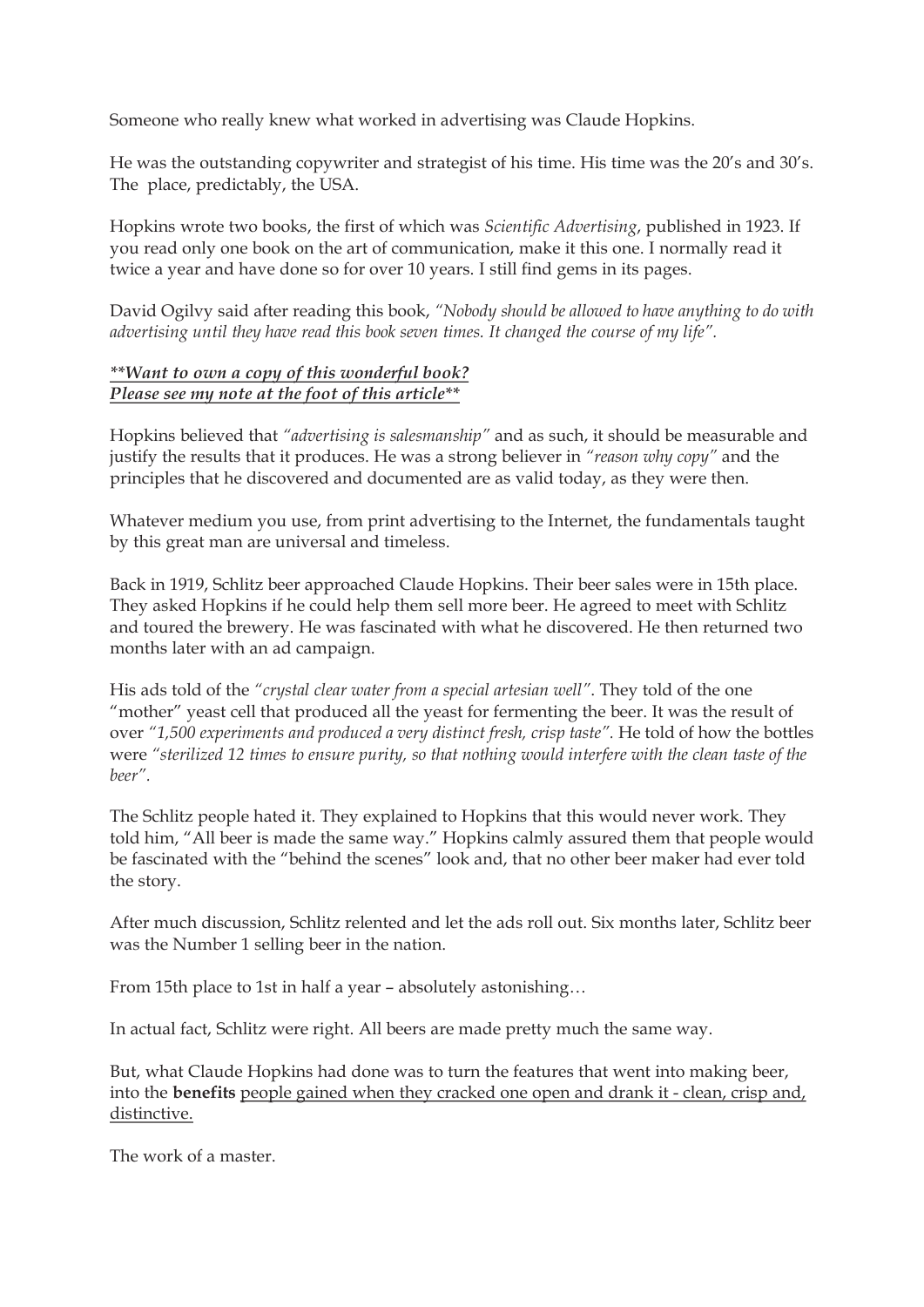Someone who really knew what worked in advertising was Claude Hopkins.

He was the outstanding copywriter and strategist of his time. His time was the 20's and 30's. The place, predictably, the USA.

Hopkins wrote two books, the first of which was *Scientific Advertising*, published in 1923. If you read only one book on the art of communication, make it this one. I normally read it twice a year and have done so for over 10 years. I still find gems in its pages.

David Ogilvy said after reading this book, *"Nobody should be allowed to have anything to do with advertising until they have read this book seven times. It changed the course of my life".*

***Want to own a copy of this wonderful book?***
***Please see my note at the foot of this article***

Hopkins believed that *"advertising is salesmanship"* and as such, it should be measurable and justify the results that it produces. He was a strong believer in *"reason why copy"* and the principles that he discovered and documented are as valid today, as they were then.

Whatever medium you use, from print advertising to the Internet, the fundamentals taught by this great man are universal and timeless.

Back in 1919, Schlitz beer approached Claude Hopkins. Their beer sales were in 15th place. They asked Hopkins if he could help them sell more beer. He agreed to meet with Schlitz and toured the brewery. He was fascinated with what he discovered. He then returned two months later with an ad campaign.

His ads told of the *"crystal clear water from a special artesian well"*. They told of the one "mother" yeast cell that produced all the yeast for fermenting the beer. It was the result of over *"1,500 experiments and produced a very distinct fresh, crisp taste"*. He told of how the bottles were *"sterilized 12 times to ensure purity, so that nothing would interfere with the clean taste of the beer"*.

The Schlitz people hated it. They explained to Hopkins that this would never work. They told him, "All beer is made the same way." Hopkins calmly assured them that people would be fascinated with the "behind the scenes" look and, that no other beer maker had ever told the story.

After much discussion, Schlitz relented and let the ads roll out. Six months later, Schlitz beer was the Number 1 selling beer in the nation.

From 15th place to 1st in half a year – absolutely astonishing…

In actual fact, Schlitz were right. All beers are made pretty much the same way.

But, what Claude Hopkins had done was to turn the features that went into making beer, into the **benefits** people gained when they cracked one open and drank it - clean, crisp and, distinctive.

The work of a master.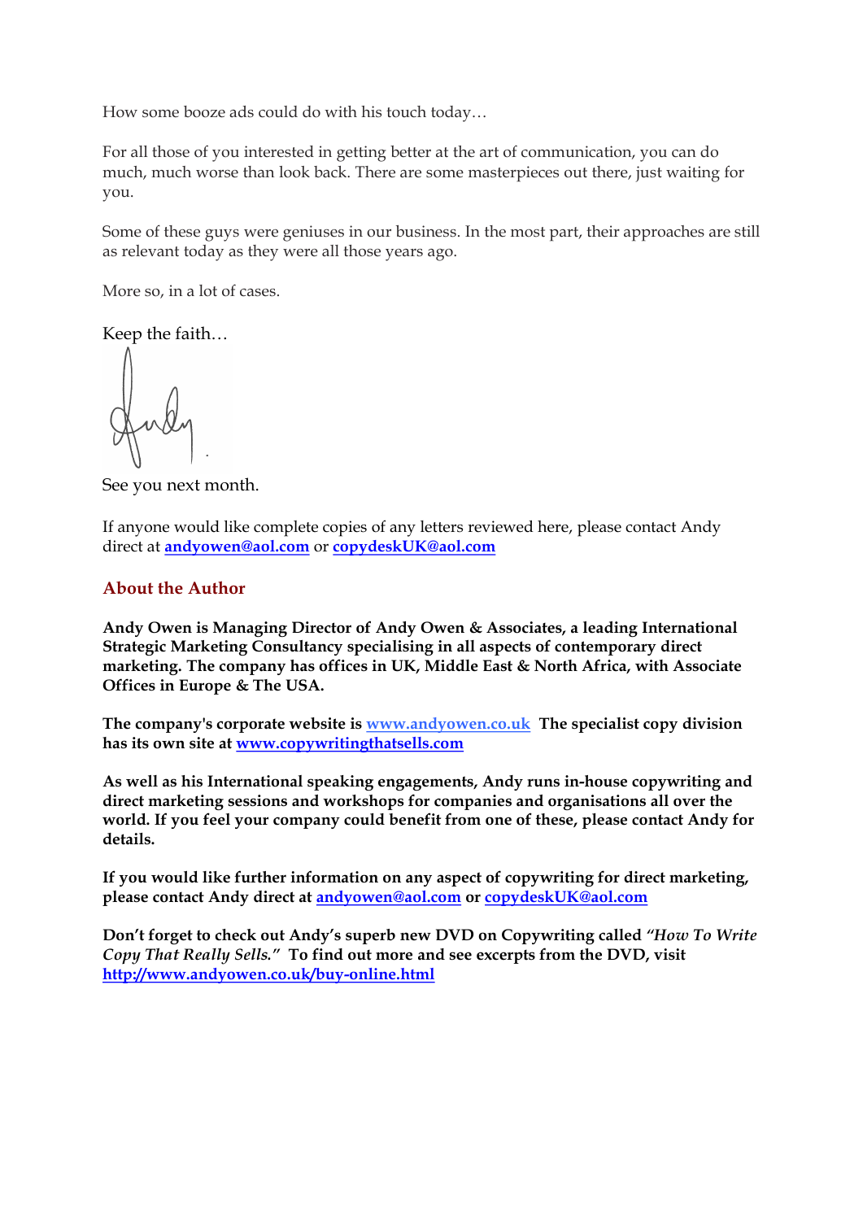How some booze ads could do with his touch today…

For all those of you interested in getting better at the art of communication, you can do much, much worse than look back. There are some masterpieces out there, just waiting for you.

Some of these guys were geniuses in our business. In the most part, their approaches are still as relevant today as they were all those years ago.

More so, in a lot of cases.

Keep the faith…

See you next month.

If anyone would like complete copies of any letters reviewed here, please contact Andy direct at **andyowen@aol.com** or **copydeskUK@aol.com**

## About the Author

**Andy Owen is Managing Director of Andy Owen & Associates, a leading International Strategic Marketing Consultancy specialising in all aspects of contemporary direct marketing. The company has offices in UK, Middle East & North Africa, with Associate Offices in Europe & The USA.**

**The company's corporate website is www.andyowen.co.uk The specialist copy division has its own site at www.copywritingthatsells.com**

**As well as his International speaking engagements, Andy runs in-house copywriting and direct marketing sessions and workshops for companies and organisations all over the world. If you feel your company could benefit from one of these, please contact Andy for details.**

**If you would like further information on any aspect of copywriting for direct marketing, please contact Andy direct at andyowen@aol.com or copydeskUK@aol.com**

**Don't forget to check out Andy's superb new DVD on Copywriting called *"How To Write Copy That Really Sells."* To find out more and see excerpts from the DVD, visit http://www.andyowen.co.uk/buy-online.html**